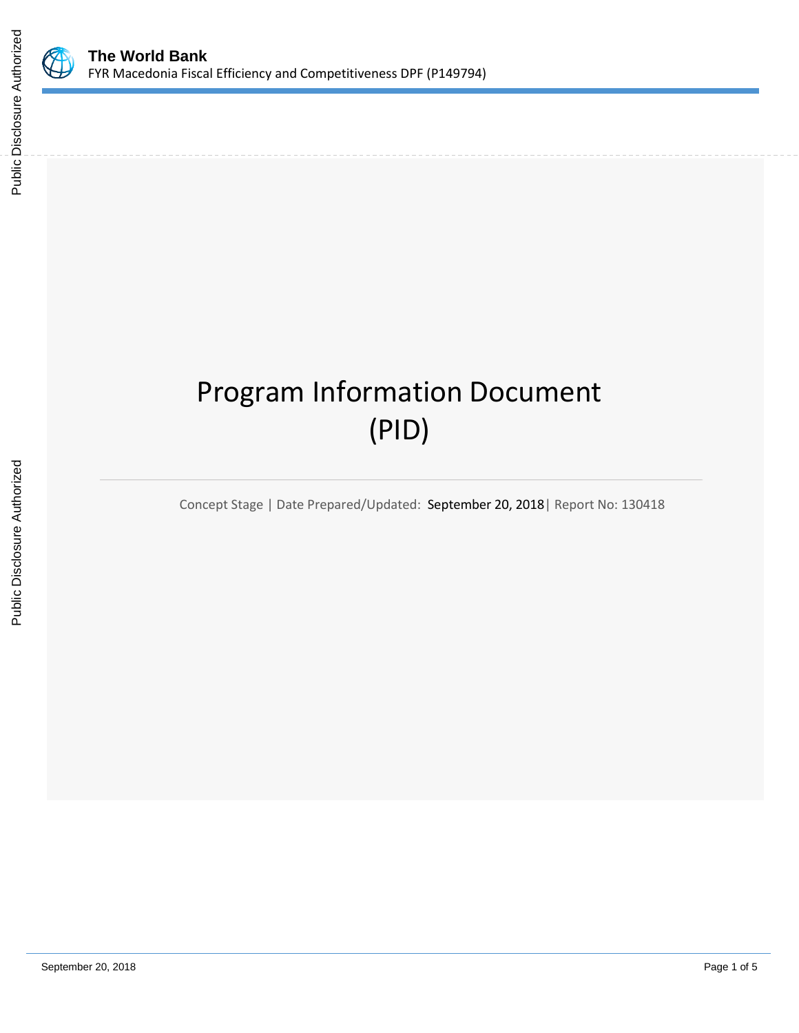**The World Bank**
FYR Macedonia Fiscal Efficiency and Competitiveness DPF (P149794)

# Program Information Document (PID)

Concept Stage | Date Prepared/Updated: September 20, 2018| Report No: 130418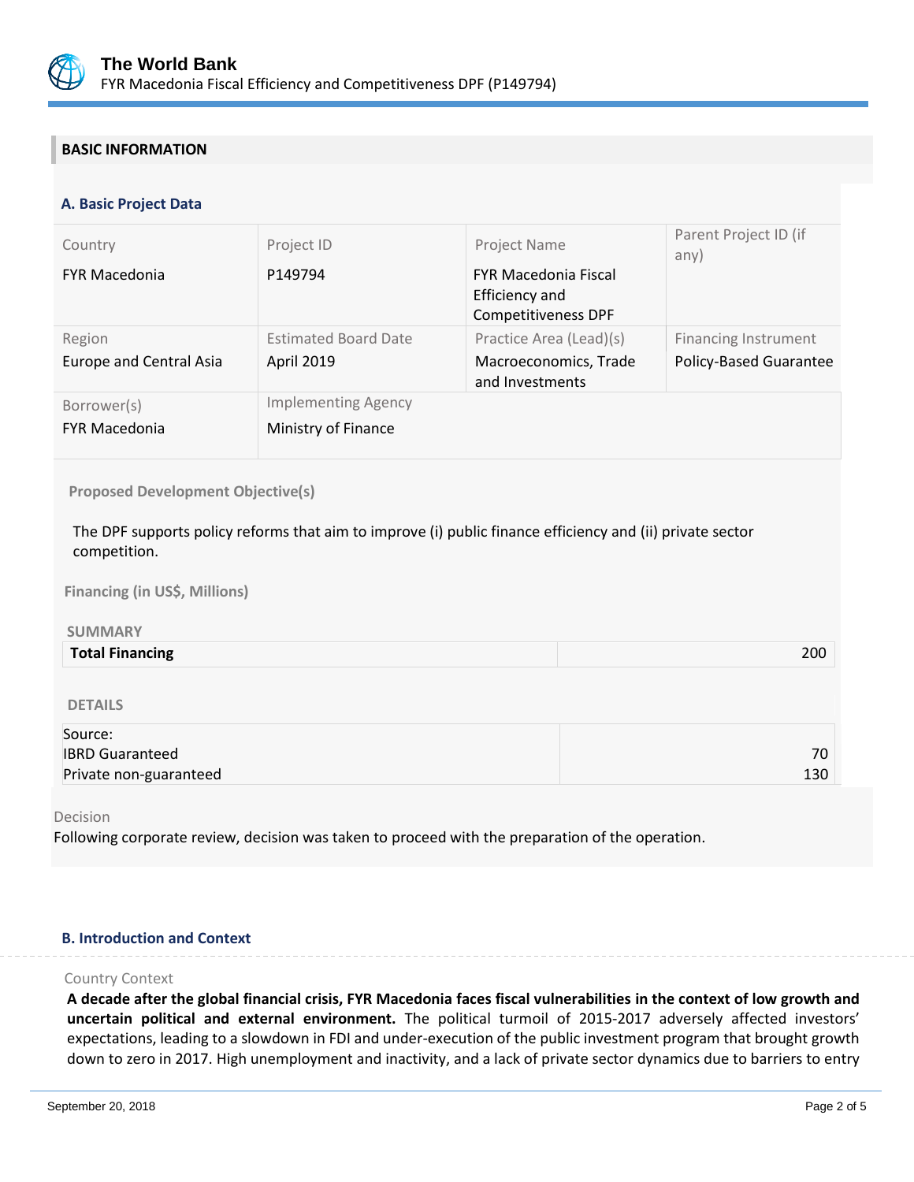## BASIC INFORMATION

### A. Basic Project Data

| Country | Project ID | Project Name | Parent Project ID (if any) |
|---|---|---|---|
| FYR Macedonia | P149794 | FYR Macedonia Fiscal Efficiency and Competitiveness DPF | |
| **Region** | **Estimated Board Date** | **Practice Area (Lead)(s)** | **Financing Instrument** |
| Europe and Central Asia | April 2019 | Macroeconomics, Trade and Investments | Policy-Based Guarantee |
| **Borrower(s)** | **Implementing Agency** | | |
| FYR Macedonia | Ministry of Finance | | |

**Proposed Development Objective(s)**

The DPF supports policy reforms that aim to improve (i) public finance efficiency and (ii) private sector competition.

**Financing (in US$, Millions)**

**SUMMARY**

| **Total Financing** | 200 |
|---|---|

**DETAILS**

| Source: | |
|---|---|
| IBRD Guaranteed | 70 |
| Private non-guaranteed | 130 |

Decision

Following corporate review, decision was taken to proceed with the preparation of the operation.

### B. Introduction and Context

Country Context

**A decade after the global financial crisis, FYR Macedonia faces fiscal vulnerabilities in the context of low growth and uncertain political and external environment.** The political turmoil of 2015-2017 adversely affected investors' expectations, leading to a slowdown in FDI and under-execution of the public investment program that brought growth down to zero in 2017. High unemployment and inactivity, and a lack of private sector dynamics due to barriers to entry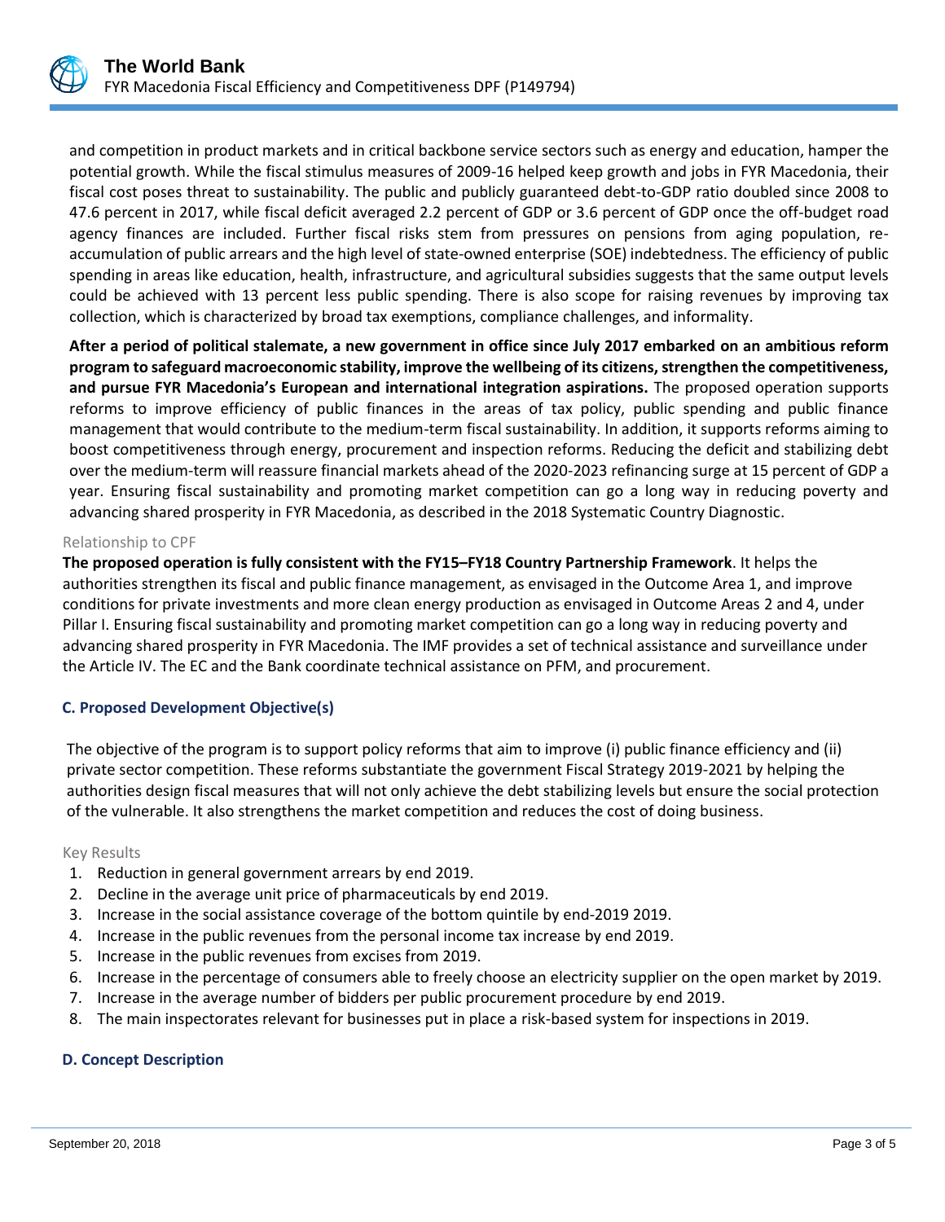and competition in product markets and in critical backbone service sectors such as energy and education, hamper the potential growth. While the fiscal stimulus measures of 2009-16 helped keep growth and jobs in FYR Macedonia, their fiscal cost poses threat to sustainability. The public and publicly guaranteed debt-to-GDP ratio doubled since 2008 to 47.6 percent in 2017, while fiscal deficit averaged 2.2 percent of GDP or 3.6 percent of GDP once the off-budget road agency finances are included. Further fiscal risks stem from pressures on pensions from aging population, re-accumulation of public arrears and the high level of state-owned enterprise (SOE) indebtedness. The efficiency of public spending in areas like education, health, infrastructure, and agricultural subsidies suggests that the same output levels could be achieved with 13 percent less public spending. There is also scope for raising revenues by improving tax collection, which is characterized by broad tax exemptions, compliance challenges, and informality.

**After a period of political stalemate, a new government in office since July 2017 embarked on an ambitious reform program to safeguard macroeconomic stability, improve the wellbeing of its citizens, strengthen the competitiveness, and pursue FYR Macedonia's European and international integration aspirations.** The proposed operation supports reforms to improve efficiency of public finances in the areas of tax policy, public spending and public finance management that would contribute to the medium-term fiscal sustainability. In addition, it supports reforms aiming to boost competitiveness through energy, procurement and inspection reforms. Reducing the deficit and stabilizing debt over the medium-term will reassure financial markets ahead of the 2020-2023 refinancing surge at 15 percent of GDP a year. Ensuring fiscal sustainability and promoting market competition can go a long way in reducing poverty and advancing shared prosperity in FYR Macedonia, as described in the 2018 Systematic Country Diagnostic.

Relationship to CPF

**The proposed operation is fully consistent with the FY15–FY18 Country Partnership Framework**. It helps the authorities strengthen its fiscal and public finance management, as envisaged in the Outcome Area 1, and improve conditions for private investments and more clean energy production as envisaged in Outcome Areas 2 and 4, under Pillar I. Ensuring fiscal sustainability and promoting market competition can go a long way in reducing poverty and advancing shared prosperity in FYR Macedonia. The IMF provides a set of technical assistance and surveillance under the Article IV. The EC and the Bank coordinate technical assistance on PFM, and procurement.

### C. Proposed Development Objective(s)

The objective of the program is to support policy reforms that aim to improve (i) public finance efficiency and (ii) private sector competition. These reforms substantiate the government Fiscal Strategy 2019-2021 by helping the authorities design fiscal measures that will not only achieve the debt stabilizing levels but ensure the social protection of the vulnerable. It also strengthens the market competition and reduces the cost of doing business.

Key Results

1. Reduction in general government arrears by end 2019.
2. Decline in the average unit price of pharmaceuticals by end 2019.
3. Increase in the social assistance coverage of the bottom quintile by end-2019 2019.
4. Increase in the public revenues from the personal income tax increase by end 2019.
5. Increase in the public revenues from excises from 2019.
6. Increase in the percentage of consumers able to freely choose an electricity supplier on the open market by 2019.
7. Increase in the average number of bidders per public procurement procedure by end 2019.
8. The main inspectorates relevant for businesses put in place a risk-based system for inspections in 2019.

### D. Concept Description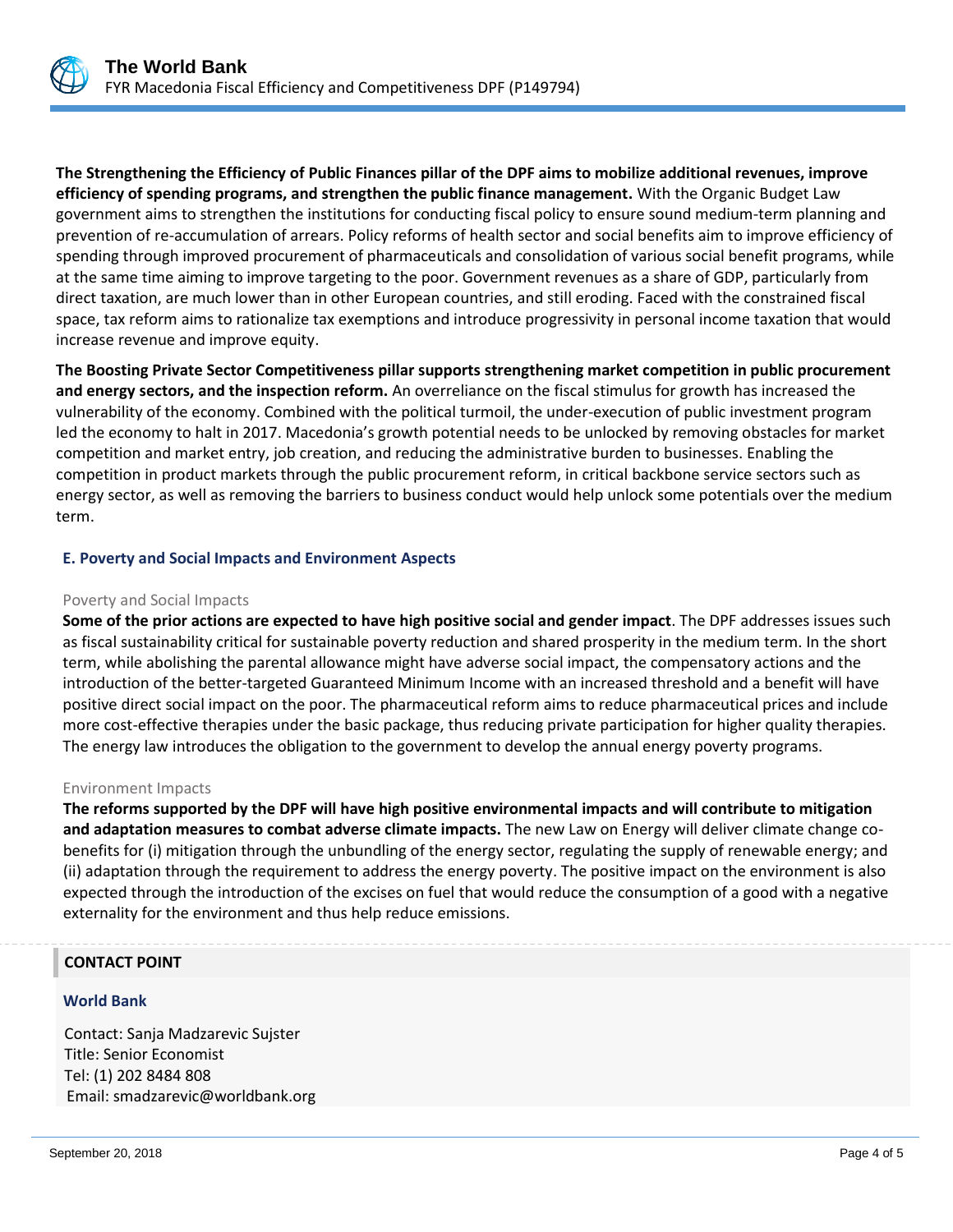**The Strengthening the Efficiency of Public Finances pillar of the DPF aims to mobilize additional revenues, improve efficiency of spending programs, and strengthen the public finance management.** With the Organic Budget Law government aims to strengthen the institutions for conducting fiscal policy to ensure sound medium-term planning and prevention of re-accumulation of arrears. Policy reforms of health sector and social benefits aim to improve efficiency of spending through improved procurement of pharmaceuticals and consolidation of various social benefit programs, while at the same time aiming to improve targeting to the poor. Government revenues as a share of GDP, particularly from direct taxation, are much lower than in other European countries, and still eroding. Faced with the constrained fiscal space, tax reform aims to rationalize tax exemptions and introduce progressivity in personal income taxation that would increase revenue and improve equity.

**The Boosting Private Sector Competitiveness pillar supports strengthening market competition in public procurement and energy sectors, and the inspection reform.** An overreliance on the fiscal stimulus for growth has increased the vulnerability of the economy. Combined with the political turmoil, the under-execution of public investment program led the economy to halt in 2017. Macedonia's growth potential needs to be unlocked by removing obstacles for market competition and market entry, job creation, and reducing the administrative burden to businesses. Enabling the competition in product markets through the public procurement reform, in critical backbone service sectors such as energy sector, as well as removing the barriers to business conduct would help unlock some potentials over the medium term.

### E. Poverty and Social Impacts and Environment Aspects

#### Poverty and Social Impacts

**Some of the prior actions are expected to have high positive social and gender impact**. The DPF addresses issues such as fiscal sustainability critical for sustainable poverty reduction and shared prosperity in the medium term. In the short term, while abolishing the parental allowance might have adverse social impact, the compensatory actions and the introduction of the better-targeted Guaranteed Minimum Income with an increased threshold and a benefit will have positive direct social impact on the poor. The pharmaceutical reform aims to reduce pharmaceutical prices and include more cost-effective therapies under the basic package, thus reducing private participation for higher quality therapies. The energy law introduces the obligation to the government to develop the annual energy poverty programs.

#### Environment Impacts

**The reforms supported by the DPF will have high positive environmental impacts and will contribute to mitigation and adaptation measures to combat adverse climate impacts.** The new Law on Energy will deliver climate change co-benefits for (i) mitigation through the unbundling of the energy sector, regulating the supply of renewable energy; and (ii) adaptation through the requirement to address the energy poverty. The positive impact on the environment is also expected through the introduction of the excises on fuel that would reduce the consumption of a good with a negative externality for the environment and thus help reduce emissions.

## CONTACT POINT

### World Bank

Contact: Sanja Madzarevic Sujster
Title: Senior Economist
Tel: (1) 202 8484 808
Email: smadzarevic@worldbank.org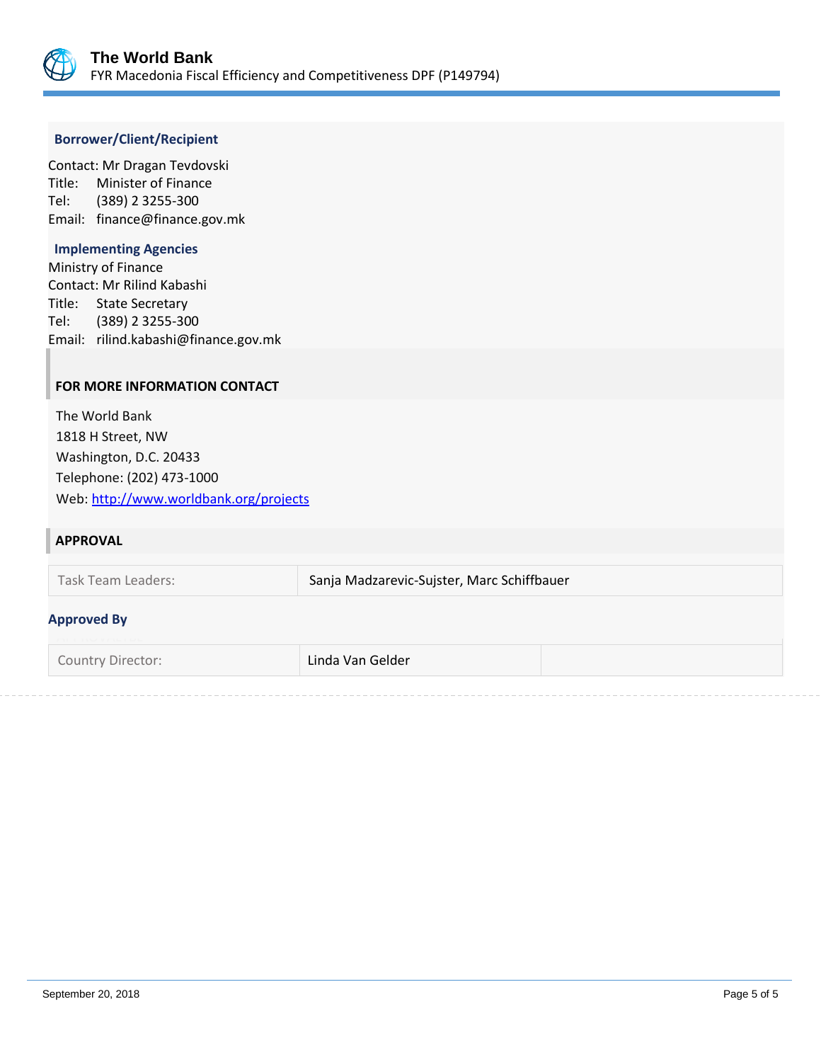### Borrower/Client/Recipient

Contact: Mr Dragan Tevdovski
Title: Minister of Finance
Tel: (389) 2 3255-300
Email: finance@finance.gov.mk

### Implementing Agencies

Ministry of Finance
Contact: Mr Rilind Kabashi
Title: State Secretary
Tel: (389) 2 3255-300
Email: rilind.kabashi@finance.gov.mk

## FOR MORE INFORMATION CONTACT

The World Bank
1818 H Street, NW
Washington, D.C. 20433
Telephone: (202) 473-1000
Web: http://www.worldbank.org/projects

## APPROVAL

| | |
|---|---|
| Task Team Leaders: | Sanja Madzarevic-Sujster, Marc Schiffbauer |

### Approved By

| | | |
|---|---|---|
| Country Director: | Linda Van Gelder | |